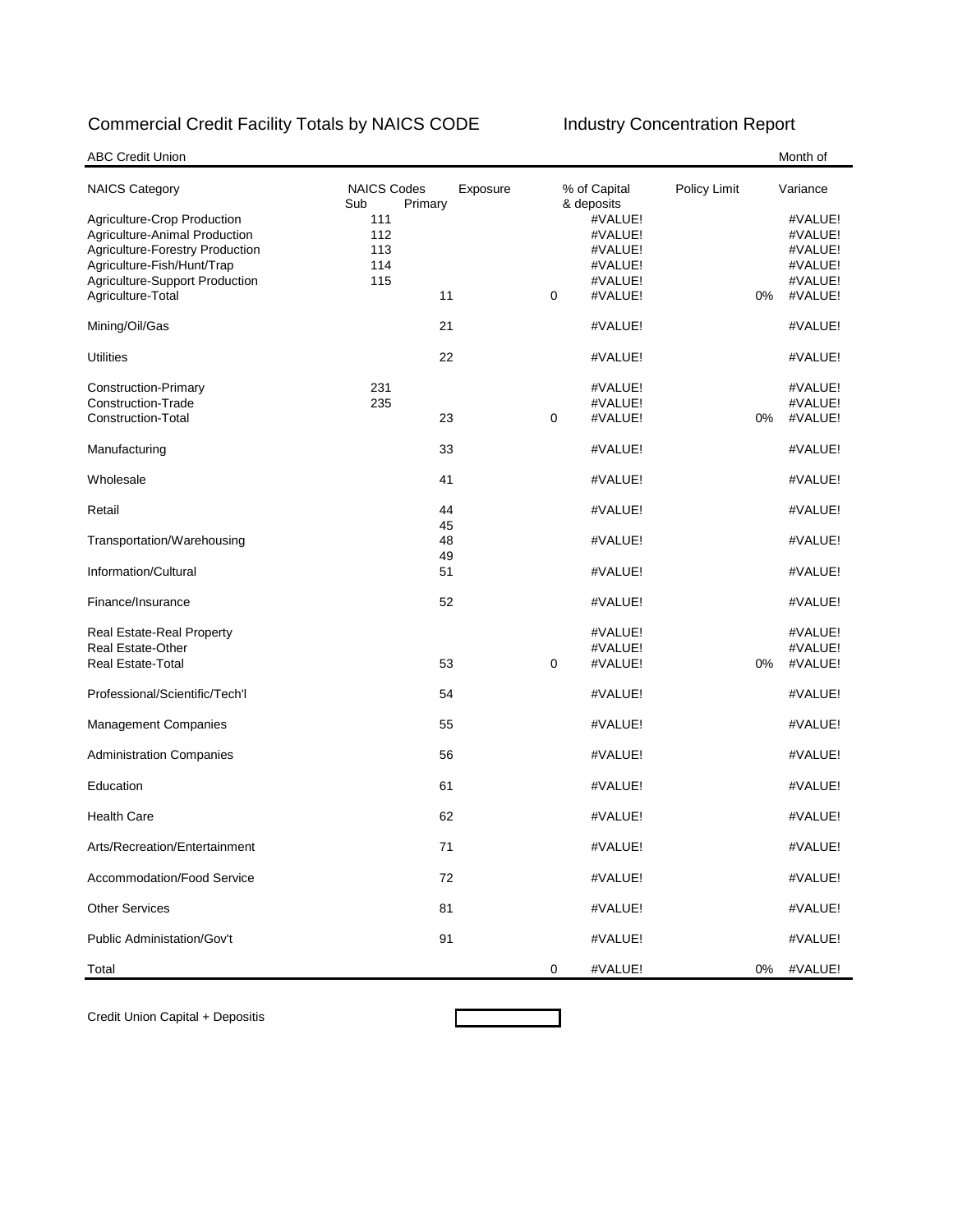# Commercial Credit Facility Totals by NAICS CODE

## Industry Concentration Report

ABC Credit Union — Month of

| NAICS Category | NAICS Codes Sub | NAICS Codes Primary | Exposure | % of Capital & deposits | Policy Limit | Variance |
|---|---|---|---|---|---|---|
| Agriculture-Crop Production | 111 | | | #VALUE! | | #VALUE! |
| Agriculture-Animal Production | 112 | | | #VALUE! | | #VALUE! |
| Agriculture-Forestry Production | 113 | | | #VALUE! | | #VALUE! |
| Agriculture-Fish/Hunt/Trap | 114 | | | #VALUE! | | #VALUE! |
| Agriculture-Support Production | 115 | | | #VALUE! | | #VALUE! |
| Agriculture-Total | | 11 | 0 | #VALUE! | 0% | #VALUE! |
| Mining/Oil/Gas | | 21 | | #VALUE! | | #VALUE! |
| Utilities | | 22 | | #VALUE! | | #VALUE! |
| Construction-Primary | 231 | | | #VALUE! | | #VALUE! |
| Construction-Trade | 235 | | | #VALUE! | | #VALUE! |
| Construction-Total | | 23 | 0 | #VALUE! | 0% | #VALUE! |
| Manufacturing | | 33 | | #VALUE! | | #VALUE! |
| Wholesale | | 41 | | #VALUE! | | #VALUE! |
| Retail | | 44<br>45 | | #VALUE! | | #VALUE! |
| Transportation/Warehousing | | 48<br>49 | | #VALUE! | | #VALUE! |
| Information/Cultural | | 51 | | #VALUE! | | #VALUE! |
| Finance/Insurance | | 52 | | #VALUE! | | #VALUE! |
| Real Estate-Real Property | | | | #VALUE! | | #VALUE! |
| Real Estate-Other | | | | #VALUE! | | #VALUE! |
| Real Estate-Total | | 53 | 0 | #VALUE! | 0% | #VALUE! |
| Professional/Scientific/Tech'l | | 54 | | #VALUE! | | #VALUE! |
| Management Companies | | 55 | | #VALUE! | | #VALUE! |
| Administration Companies | | 56 | | #VALUE! | | #VALUE! |
| Education | | 61 | | #VALUE! | | #VALUE! |
| Health Care | | 62 | | #VALUE! | | #VALUE! |
| Arts/Recreation/Entertainment | | 71 | | #VALUE! | | #VALUE! |
| Accommodation/Food Service | | 72 | | #VALUE! | | #VALUE! |
| Other Services | | 81 | | #VALUE! | | #VALUE! |
| Public Administation/Gov't | | 91 | | #VALUE! | | #VALUE! |
| Total | | | 0 | #VALUE! | 0% | #VALUE! |

Credit Union Capital + Depositis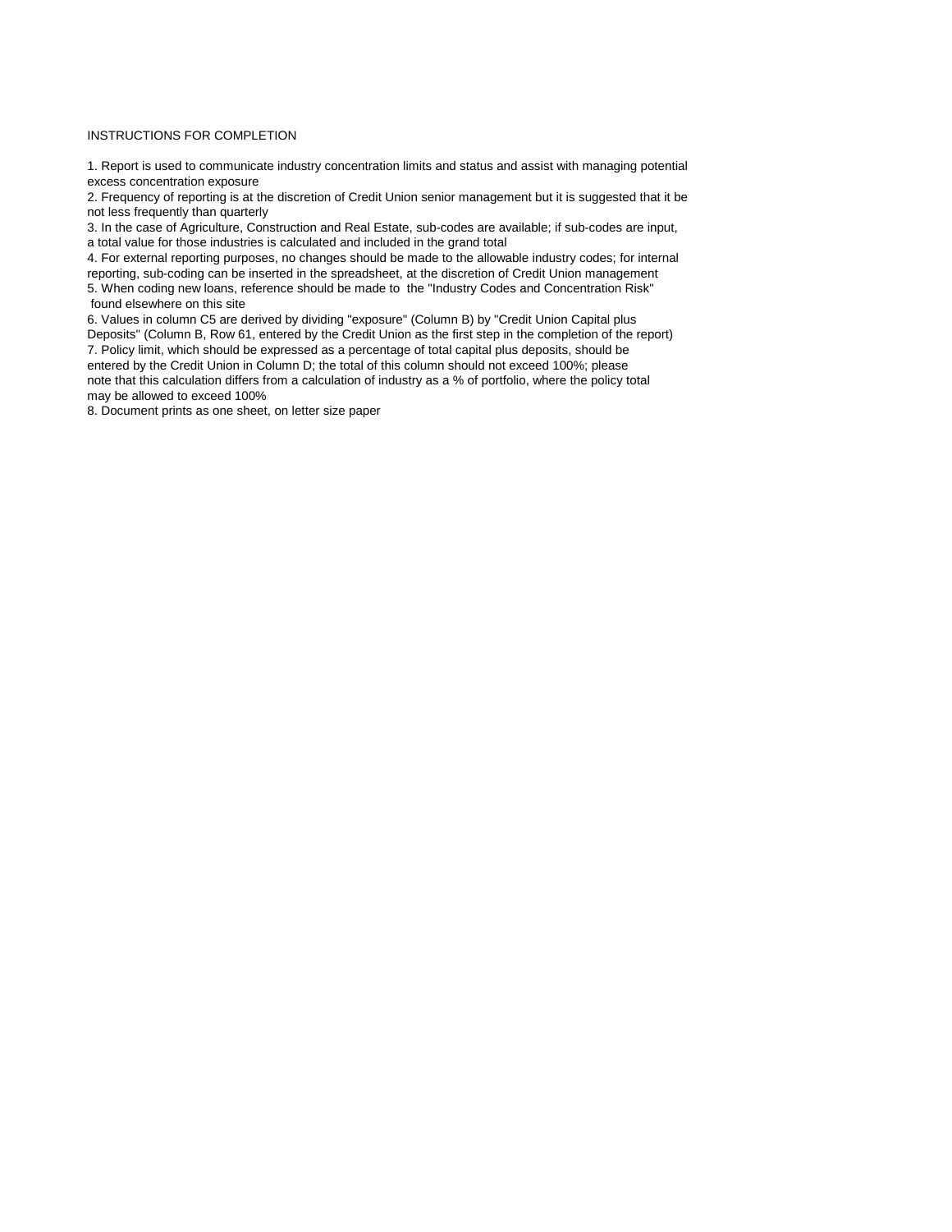INSTRUCTIONS FOR COMPLETION

1. Report is used to communicate industry concentration limits and status and assist with managing potential excess concentration exposure
2. Frequency of reporting is at the discretion of Credit Union senior management but it is suggested that it be not less frequently than quarterly
3. In the case of Agriculture, Construction and Real Estate, sub-codes are available; if sub-codes are input, a total value for those industries is calculated and included in the grand total
4. For external reporting purposes, no changes should be made to the allowable industry codes; for internal reporting, sub-coding can be inserted in the spreadsheet, at the discretion of Credit Union management
5. When coding new loans, reference should be made to the "Industry Codes and Concentration Risk" found elsewhere on this site
6. Values in column C5 are derived by dividing "exposure" (Column B) by "Credit Union Capital plus Deposits" (Column B, Row 61, entered by the Credit Union as the first step in the completion of the report)
7. Policy limit, which should be expressed as a percentage of total capital plus deposits, should be entered by the Credit Union in Column D; the total of this column should not exceed 100%; please note that this calculation differs from a calculation of industry as a % of portfolio, where the policy total may be allowed to exceed 100%
8. Document prints as one sheet, on letter size paper